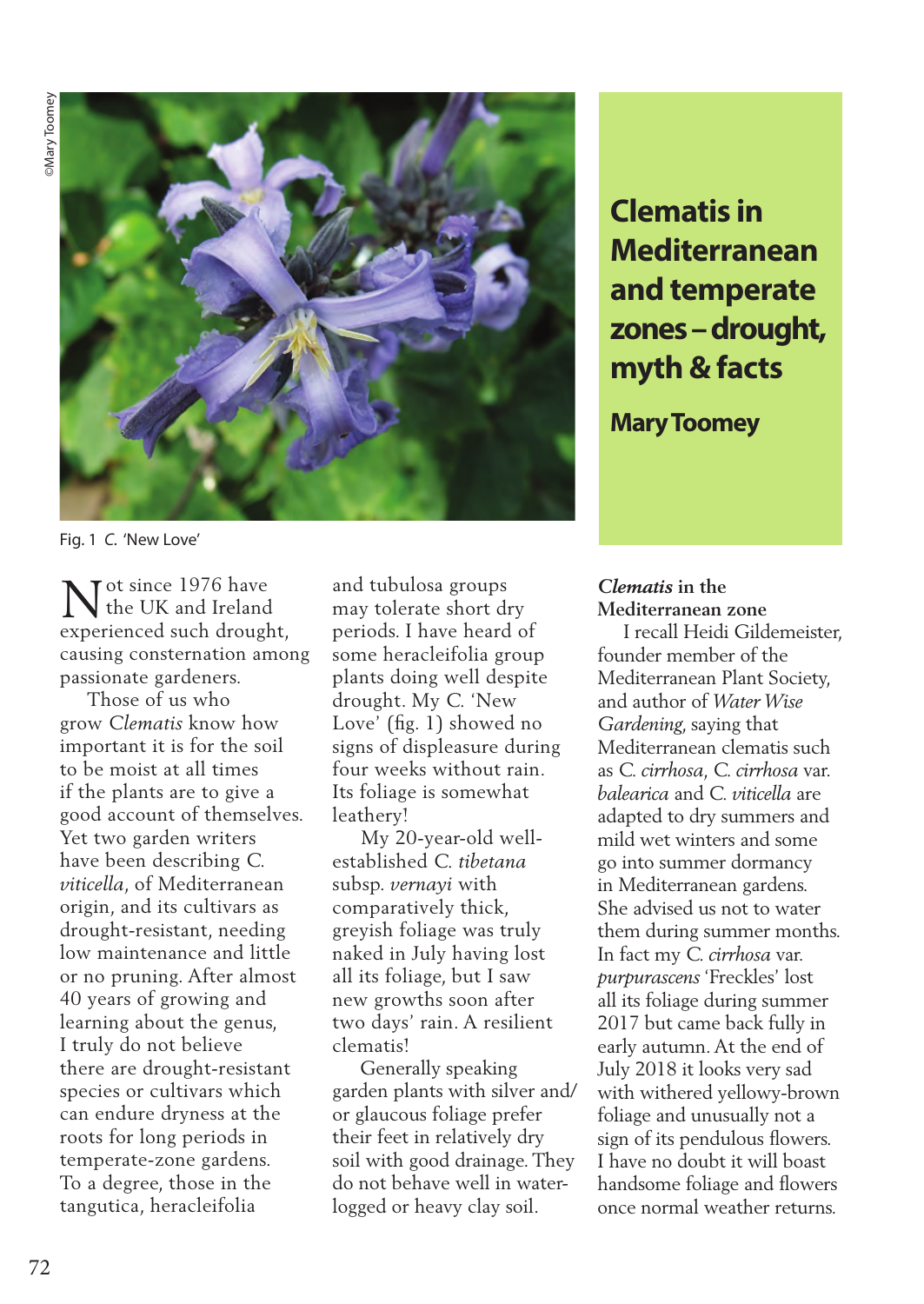# Clematis in Mediterranean and temperate zones – drought, myth & facts

**Mary Toomey**

©Mary Toomey

Fig. 1 *C.* 'New Love'

Not since 1976 have the UK and Ireland experienced such drought, causing consternation among passionate gardeners.

Those of us who grow *Clematis* know how important it is for the soil to be moist at all times if the plants are to give a good account of themselves. Yet two garden writers have been describing *C. viticella*, of Mediterranean origin, and its cultivars as drought-resistant, needing low maintenance and little or no pruning. After almost 40 years of growing and learning about the genus, I truly do not believe there are drought-resistant species or cultivars which can endure dryness at the roots for long periods in temperate-zone gardens. To a degree, those in the tangutica, heracleifolia and tubulosa groups may tolerate short dry periods. I have heard of some heracleifolia group plants doing well despite drought. My *C.* 'New Love' (fig. 1) showed no signs of displeasure during four weeks without rain. Its foliage is somewhat leathery!

My 20-year-old well-established *C. tibetana* subsp. *vernayi* with comparatively thick, greyish foliage was truly naked in July having lost all its foliage, but I saw new growths soon after two days' rain. A resilient clematis!

Generally speaking garden plants with silver and/or glaucous foliage prefer their feet in relatively dry soil with good drainage. They do not behave well in water-logged or heavy clay soil.

### *Clematis* in the Mediterranean zone

I recall Heidi Gildemeister, founder member of the Mediterranean Plant Society, and author of *Water Wise Gardening*, saying that Mediterranean clematis such as *C. cirrhosa*, *C. cirrhosa* var. *balearica* and *C. viticella* are adapted to dry summers and mild wet winters and some go into summer dormancy in Mediterranean gardens. She advised us not to water them during summer months. In fact my *C. cirrhosa* var. *purpurascens* 'Freckles' lost all its foliage during summer 2017 but came back fully in early autumn. At the end of July 2018 it looks very sad with withered yellowy-brown foliage and unusually not a sign of its pendulous flowers. I have no doubt it will boast handsome foliage and flowers once normal weather returns.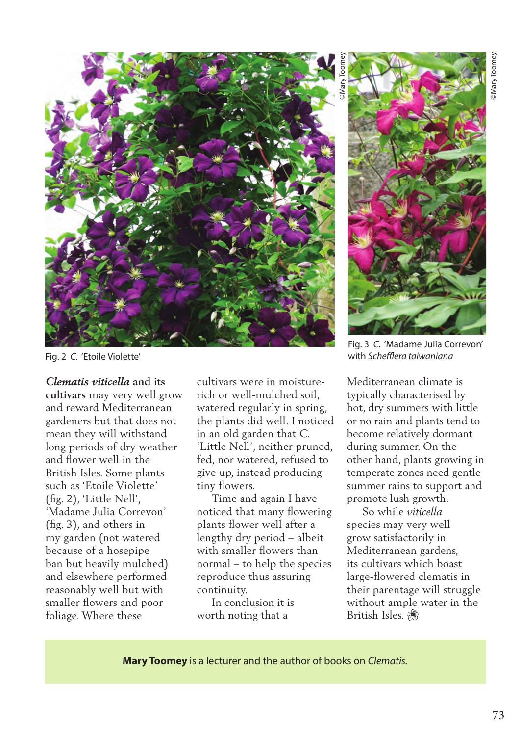Fig. 2 *C.* 'Etoile Violette'

Fig. 3 *C.* 'Madame Julia Correvon' with *Schefflera taiwaniana*

***Clematis viticella* and its cultivars** may very well grow and reward Mediterranean gardeners but that does not mean they will withstand long periods of dry weather and flower well in the British Isles. Some plants such as 'Etoile Violette' (fig. 2), 'Little Nell', 'Madame Julia Correvon' (fig. 3), and others in my garden (not watered because of a hosepipe ban but heavily mulched) and elsewhere performed reasonably well but with smaller flowers and poor foliage. Where these cultivars were in moisture-rich or well-mulched soil, watered regularly in spring, the plants did well. I noticed in an old garden that C. 'Little Nell', neither pruned, fed, nor watered, refused to give up, instead producing tiny flowers.

Time and again I have noticed that many flowering plants flower well after a lengthy dry period – albeit with smaller flowers than normal – to help the species reproduce thus assuring continuity.

In conclusion it is worth noting that a Mediterranean climate is typically characterised by hot, dry summers with little or no rain and plants tend to become relatively dormant during summer. On the other hand, plants growing in temperate zones need gentle summer rains to support and promote lush growth.

So while *viticella* species may very well grow satisfactorily in Mediterranean gardens, its cultivars which boast large-flowered clematis in their parentage will struggle without ample water in the British Isles. ❀

**Mary Toomey** is a lecturer and the author of books on *Clematis*.